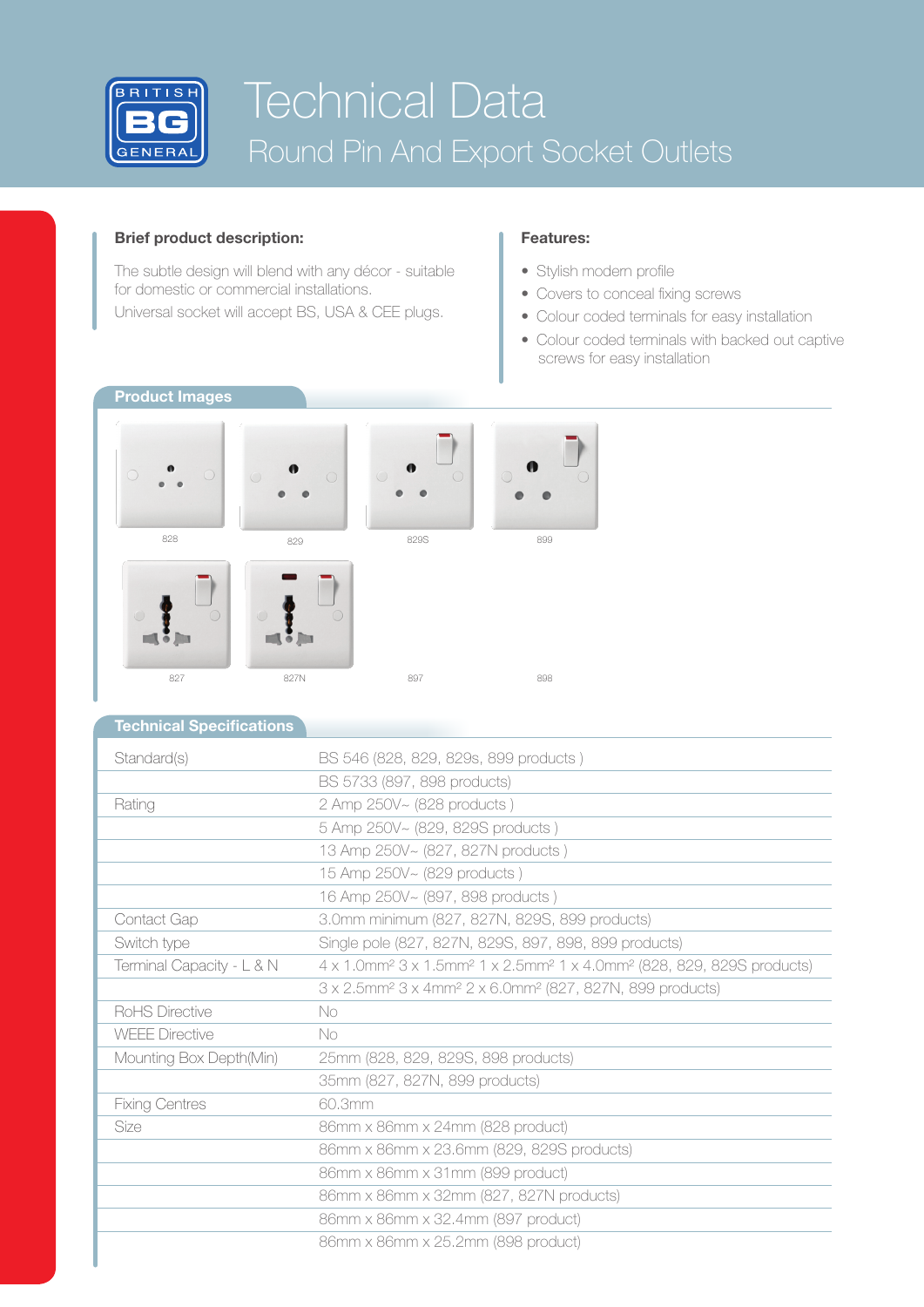# Technical Data

## Round Pin And Export Socket Outlets

### Brief product description:

The subtle design will blend with any décor - suitable for domestic or commercial installations.

Universal socket will accept BS, USA & CEE plugs.

### Features:

- Stylish modern profile
- Covers to conceal fixing screws
- Colour coded terminals for easy installation
- Colour coded terminals with backed out captive screws for easy installation

### Product Images

828

829

829S

899

827

827N

897

898

### Technical Specifications

| | |
|---|---|
| Standard(s) | BS 546 (828, 829, 829s, 899 products ) |
| | BS 5733 (897, 898 products) |
| Rating | 2 Amp 250V~ (828 products ) |
| | 5 Amp 250V~ (829, 829S products ) |
| | 13 Amp 250V~ (827, 827N products ) |
| | 15 Amp 250V~ (829 products ) |
| | 16 Amp 250V~ (897, 898 products ) |
| Contact Gap | 3.0mm minimum (827, 827N, 829S, 899 products) |
| Switch type | Single pole (827, 827N, 829S, 897, 898, 899 products) |
| Terminal Capacity - L & N | 4 x 1.0mm² 3 x 1.5mm² 1 x 2.5mm² 1 x 4.0mm² (828, 829, 829S products) |
| | 3 x 2.5mm² 3 x 4mm² 2 x 6.0mm² (827, 827N, 899 products) |
| RoHS Directive | No |
| WEEE Directive | No |
| Mounting Box Depth(Min) | 25mm (828, 829, 829S, 898 products) |
| | 35mm (827, 827N, 899 products) |
| Fixing Centres | 60.3mm |
| Size | 86mm x 86mm x 24mm (828 product) |
| | 86mm x 86mm x 23.6mm (829, 829S products) |
| | 86mm x 86mm x 31mm (899 product) |
| | 86mm x 86mm x 32mm (827, 827N products) |
| | 86mm x 86mm x 32.4mm (897 product) |
| | 86mm x 86mm x 25.2mm (898 product) |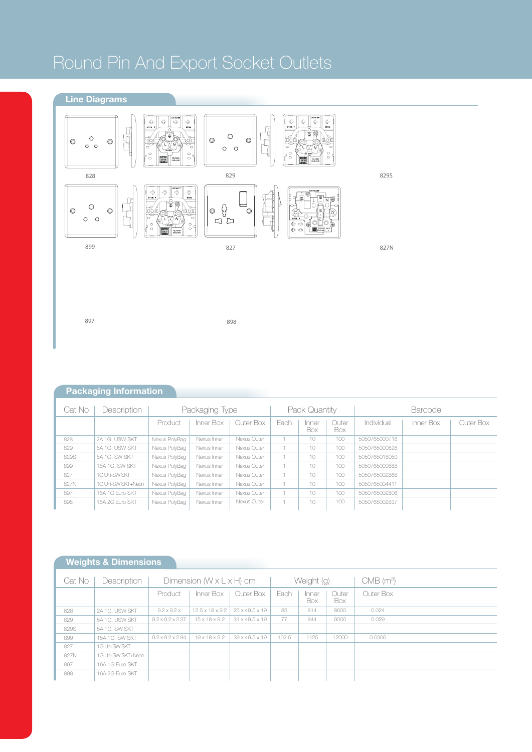# Round Pin And Export Socket Outlets

## Line Diagrams

828

829

829S

899

827

827N

897

898

## Packaging Information

| Cat No. | Description | Packaging Type | | | Pack Quantity | | | Barcode | | |
|---|---|---|---|---|---|---|---|---|---|---|
| | | Product | Inner Box | Outer Box | Each | Inner Box | Outer Box | Individual | Inner Box | Outer Box |
| 828 | 2A 1G, USW SKT | Nexus PolyBag | Nexus Inner | Nexus Outer | 1 | 10 | 100 | 5050765000716 | | |
| 829 | 5A 1G, USW SKT | Nexus PolyBag | Nexus Inner | Nexus Outer | 1 | 10 | 100 | 5050765000826 | | |
| 829S | 5A 1G, SW SKT | Nexus PolyBag | Nexus Inner | Nexus Outer | 1 | 10 | 100 | 5050765018050 | | |
| 899 | 15A 1G, SW SKT | Nexus PolyBag | Nexus Inner | Nexus Outer | 1 | 10 | 100 | 5050765000888 | | |
| 827 | 1G Uni-SW SKT | Nexus PolyBag | Nexus Inner | Nexus Outer | 1 | 10 | 100 | 5050765002868 | | |
| 827N | 1G Uni-SW SKT+Neon | Nexus PolyBag | Nexus Inner | Nexus Outer | 1 | 10 | 100 | 5050765004411 | | |
| 897 | 16A 1G Euro SKT | Nexus PolyBag | Nexus Inner | Nexus Outer | 1 | 10 | 100 | 5050765002806 | | |
| 898 | 16A 2G Euro SKT | Nexus PolyBag | Nexus Inner | Nexus Outer | 1 | 10 | 100 | 5050765002837 | | |

## Weights & Dimensions

| Cat No. | Description | Dimension (W x L x H) cm | | | Weight (g) | | | CMB ($m^3$) |
|---|---|---|---|---|---|---|---|---|
| | | Product | Inner Box | Outer Box | Each | Inner Box | Outer Box | Outer Box |
| 828 | 2A 1G, USW SKT | 9.2 x 9.2 x | 12.5 x 18 x 9.2 | 26 x 49.5 x 19 | 83 | 814 | 8600 | 0.024 |
| 829 | 5A 1G, USW SKT | 9.2 x 9.2 x 2.37 | 15 x 18 x 9.2 | 31 x 49.5 x 19 | 77 | 844 | 9000 | 0.029 |
| 829S | 5A 1G, SW SKT | | | | | | | |
| 899 | 15A 1G, SW SKT | 9.2 x 9.2 x 2.94 | 19 x 18 x 9.2 | 39 x 49.5 x 19 | 102.5 | 1125 | 12000 | 0.0366 |
| 827 | 1G Uni-SW SKT | | | | | | | |
| 827N | 1G Uni-SW SKT+Neon | | | | | | | |
| 897 | 16A 1G Euro SKT | | | | | | | |
| 898 | 16A 2G Euro SKT | | | | | | | |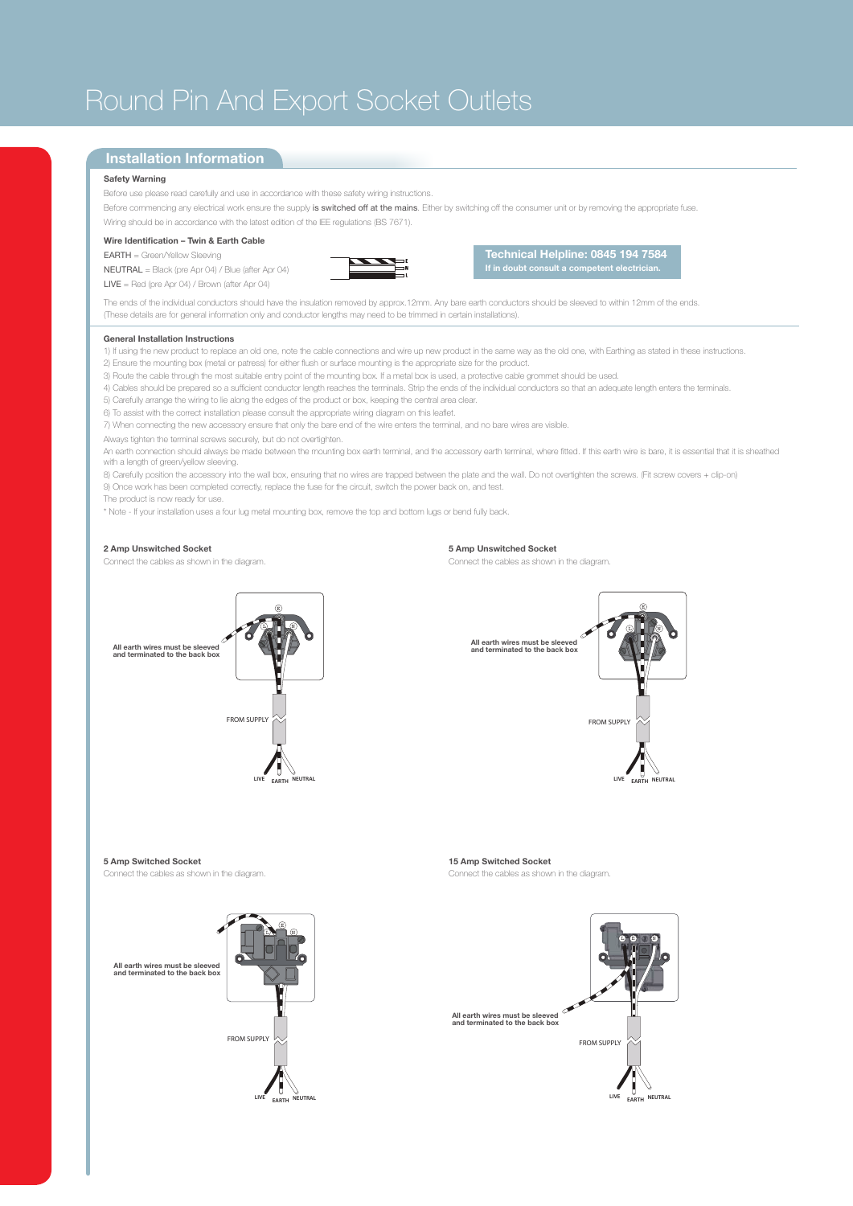# Round Pin And Export Socket Outlets

## Installation Information

**Safety Warning**

Before use please read carefully and use in accordance with these safety instructions.

Before commencing any electrical work ensure the supply is switched off at the mains. Either by switching off the consumer unit or by removing the appropriate fuse.

Wiring should be in accordance with the latest edition of the IEE regulations (BS 7671).

**Wire Identification – Twin & Earth Cable**

EARTH = Green/Yellow Sleeving

NEUTRAL = Black (pre Apr 04) / Blue (after Apr 04)

LIVE = Red (pre Apr 04) / Brown (after Apr 04)

E
N
L

**Technical Helpline: 0845 194 7584**
**If in doubt consult a competent electrician.**

The ends of the individual conductors should have the insulation removed by approx.12mm. Any bare earth conductors should be sleeved to within 12mm of the ends. (These details are for general information only and conductor lengths may need to be trimmed in certain installations).

**General Installation Instructions**

1) If using the new product to replace an old one, note the cable connections and wire up new product in the same way as the old one, with Earthing as stated in these instructions.
2) Ensure the mounting box (metal or patress) for either flush or surface mounting is the appropriate size for the product.
3) Route the cable through the most suitable entry point of the mounting box. If a metal box is used, a protective cable grommet should be used.
4) Cables should be prepared so a sufficient conductor length reaches the terminals. Strip the ends of the individual conductors so that an adequate length enters the terminals.
5) Carefully arrange the wiring to lie along the edges of the product or box, keeping the central area clear.
6) To assist with the correct installation please consult the appropriate wiring diagram on this leaflet.
7) When connecting the new accessory ensure that only the bare end of the wire enters the terminal, and no bare wires are visible.

Always tighten the terminal screws securely, but do not overtighten.

An earth connection should always be made between the mounting box earth terminal, and the accessory earth terminal, where fitted. If this earth wire is bare, it is essential that it is sheathed with a length of green/yellow sleeving.

8) Carefully position the accessory into the wall box, ensuring that no wires are trapped between the plate and the wall. Do not overtighten the screws. (Fit screw covers + clip-on)
9) Once work has been completed correctly, replace the fuse for the circuit, switch the power back on, and test.

The product is now ready for use.

* Note - If your installation uses a four lug metal mounting box, remove the top and bottom lugs or bend fully back.

**2 Amp Unswitched Socket**

Connect the cables as shown in the diagram.

E
L
N
All earth wires must be sleeved and terminated to the back box
FROM SUPPLY
LIVE
EARTH
NEUTRAL

**5 Amp Unswitched Socket**

Connect the cables as shown in the diagram.

E
L
N
All earth wires must be sleeved and terminated to the back box
FROM SUPPLY
LIVE
EARTH
NEUTRAL

**5 Amp Switched Socket**

Connect the cables as shown in the diagram.

E
L
N
All earth wires must be sleeved and terminated to the back box
FROM SUPPLY
LIVE
EARTH
NEUTRAL

**15 Amp Switched Socket**

Connect the cables as shown in the diagram.

L
E
N
All earth wires must be sleeved and terminated to the back box
FROM SUPPLY
LIVE
EARTH
NEUTRAL